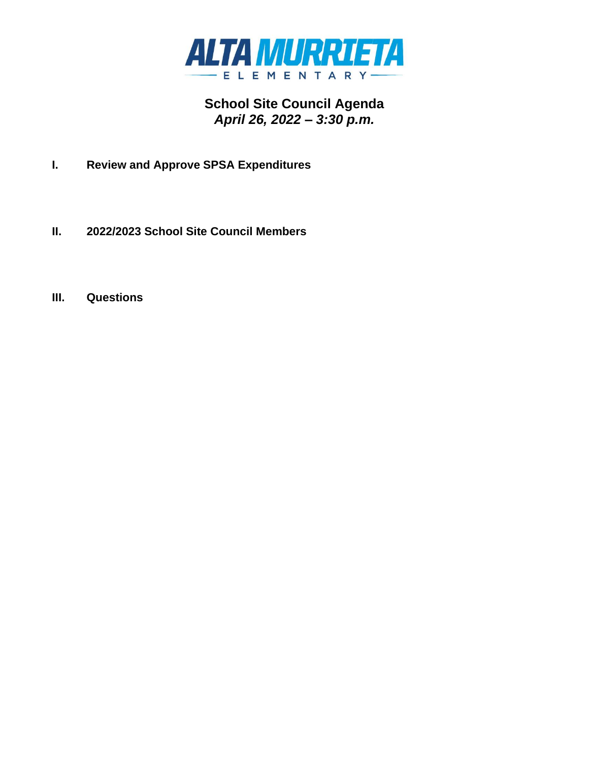**ALTA MURRIETA**
**ELEMENTARY**

# School Site Council Agenda
## *April 26, 2022 – 3:30 p.m.*

**I. Review and Approve SPSA Expenditures**

**II. 2022/2023 School Site Council Members**

**III. Questions**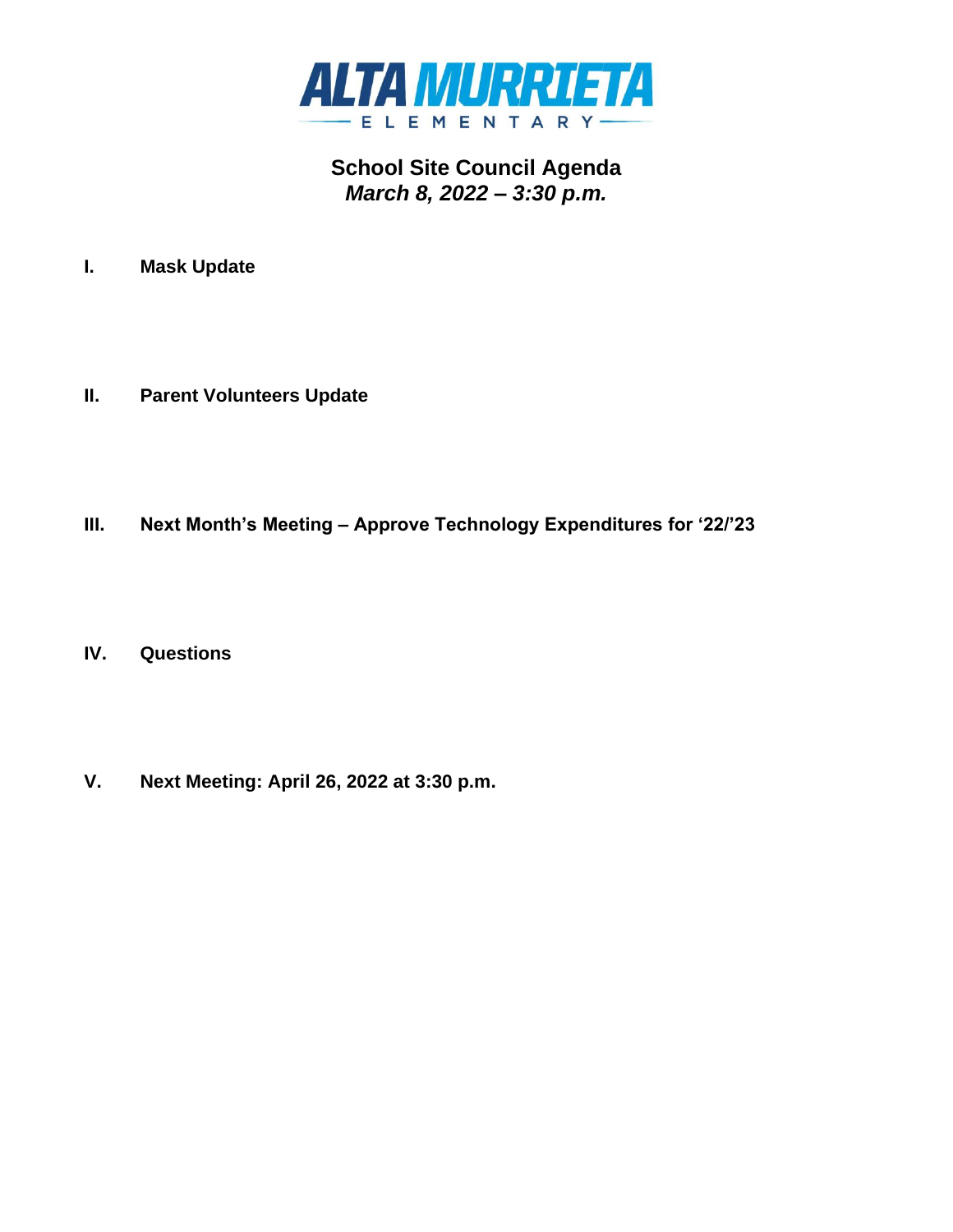# ALTA MURRIETA

ELEMENTARY

## School Site Council Agenda

***March 8, 2022 – 3:30 p.m.***

**I. Mask Update**

**II. Parent Volunteers Update**

**III. Next Month's Meeting – Approve Technology Expenditures for '22/'23**

**IV. Questions**

**V. Next Meeting: April 26, 2022 at 3:30 p.m.**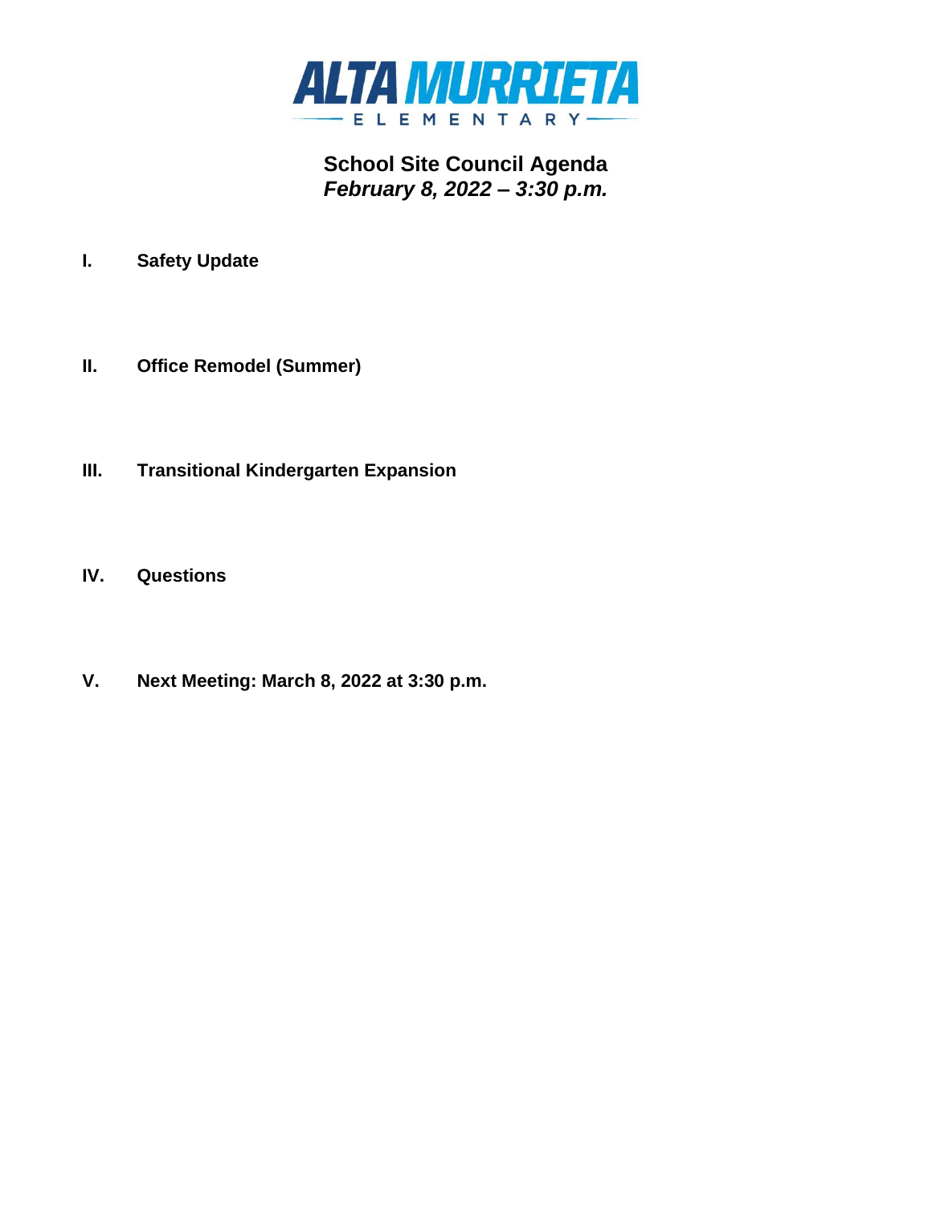# ALTA MURRIETA

ELEMENTARY

## School Site Council Agenda

***February 8, 2022 – 3:30 p.m.***

**I. Safety Update**

**II. Office Remodel (Summer)**

**III. Transitional Kindergarten Expansion**

**IV. Questions**

**V. Next Meeting: March 8, 2022 at 3:30 p.m.**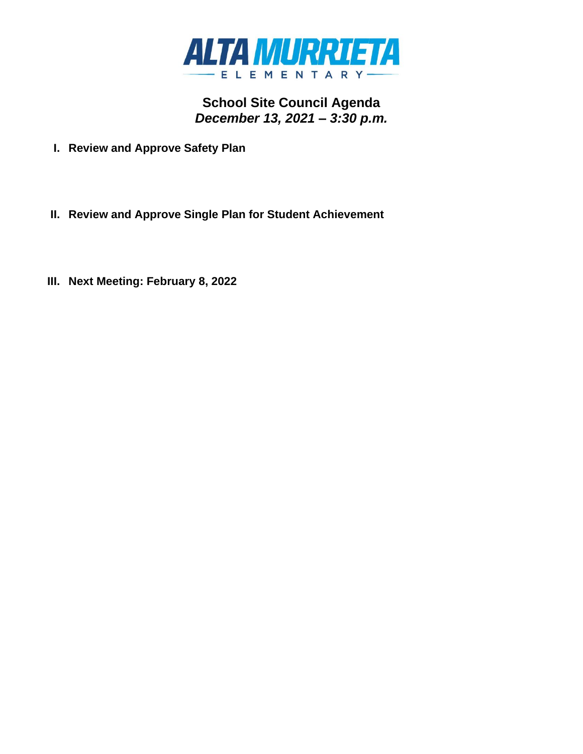# ALTA MURRIETA

ELEMENTARY

## School Site Council Agenda

***December 13, 2021 – 3:30 p.m.***

**I. Review and Approve Safety Plan**

**II. Review and Approve Single Plan for Student Achievement**

**III. Next Meeting: February 8, 2022**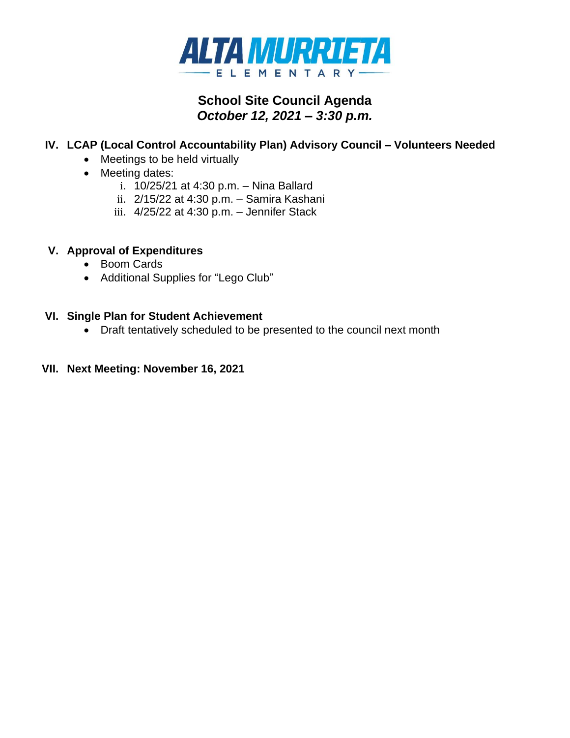# ALTA MURRIETA ELEMENTARY

## School Site Council Agenda
### *October 12, 2021 – 3:30 p.m.*

**IV. LCAP (Local Control Accountability Plan) Advisory Council – Volunteers Needed**

- Meetings to be held virtually
- Meeting dates:
  - i. 10/25/21 at 4:30 p.m. – Nina Ballard
  - ii. 2/15/22 at 4:30 p.m. – Samira Kashani
  - iii. 4/25/22 at 4:30 p.m. – Jennifer Stack

**V. Approval of Expenditures**

- Boom Cards
- Additional Supplies for "Lego Club"

**VI. Single Plan for Student Achievement**

- Draft tentatively scheduled to be presented to the council next month

**VII. Next Meeting: November 16, 2021**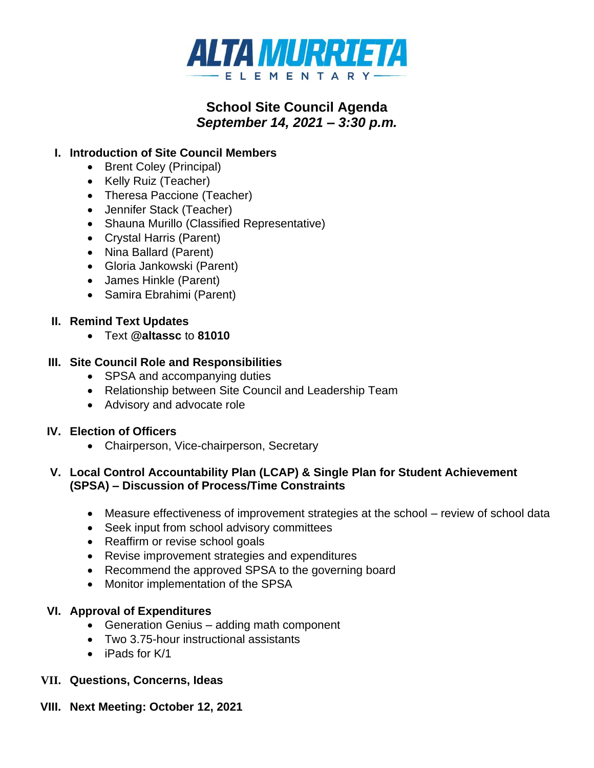ALTA MURRIETA
ELEMENTARY

# School Site Council Agenda
***September 14, 2021 – 3:30 p.m.***

## I. Introduction of Site Council Members

- Brent Coley (Principal)
- Kelly Ruiz (Teacher)
- Theresa Paccione (Teacher)
- Jennifer Stack (Teacher)
- Shauna Murillo (Classified Representative)
- Crystal Harris (Parent)
- Nina Ballard (Parent)
- Gloria Jankowski (Parent)
- James Hinkle (Parent)
- Samira Ebrahimi (Parent)

## II. Remind Text Updates

- Text @**altassc** to **81010**

## III. Site Council Role and Responsibilities

- SPSA and accompanying duties
- Relationship between Site Council and Leadership Team
- Advisory and advocate role

## IV. Election of Officers

- Chairperson, Vice-chairperson, Secretary

## V. Local Control Accountability Plan (LCAP) & Single Plan for Student Achievement (SPSA) – Discussion of Process/Time Constraints

- Measure effectiveness of improvement strategies at the school – review of school data
- Seek input from school advisory committees
- Reaffirm or revise school goals
- Revise improvement strategies and expenditures
- Recommend the approved SPSA to the governing board
- Monitor implementation of the SPSA

## VI. Approval of Expenditures

- Generation Genius – adding math component
- Two 3.75-hour instructional assistants
- iPads for K/1

## VII. Questions, Concerns, Ideas

## VIII. Next Meeting: October 12, 2021